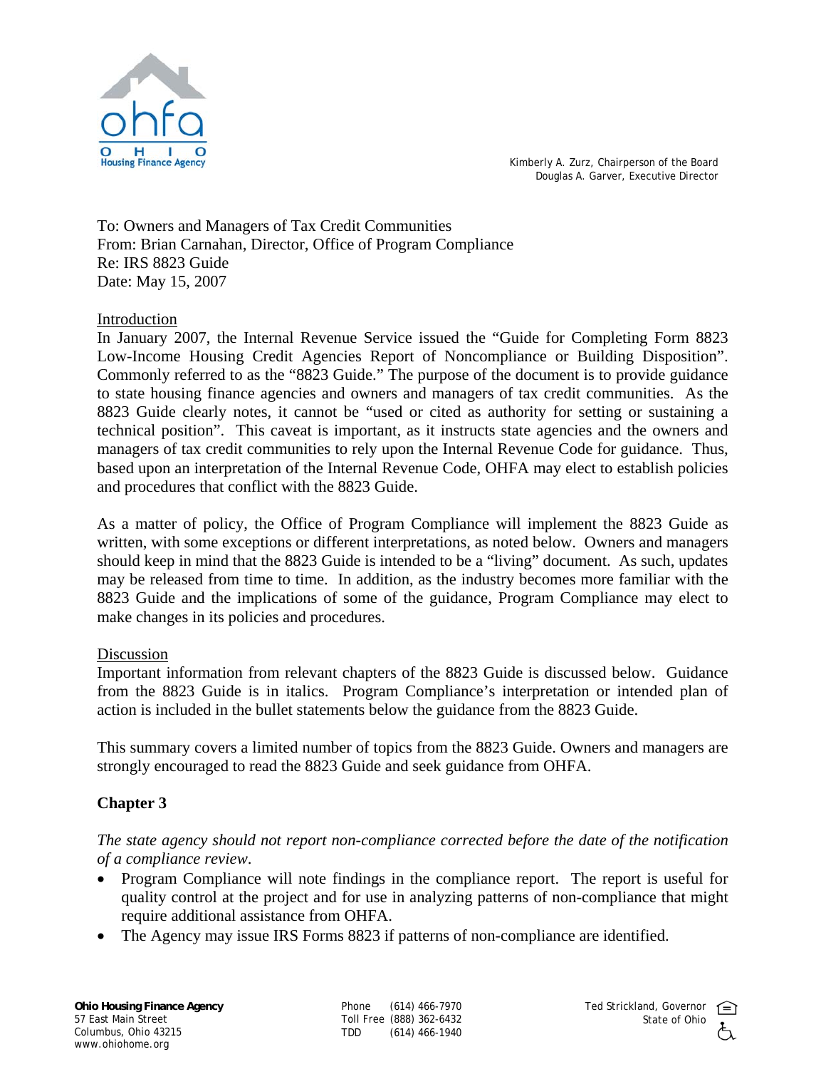Ohio Housing Finance Agency

Kimberly A. Zurz, Chairperson of the Board
Douglas A. Garver, Executive Director

To: Owners and Managers of Tax Credit Communities
From: Brian Carnahan, Director, Office of Program Compliance
Re: IRS 8823 Guide
Date: May 15, 2007

Introduction

In January 2007, the Internal Revenue Service issued the "Guide for Completing Form 8823 Low-Income Housing Credit Agencies Report of Noncompliance or Building Disposition". Commonly referred to as the "8823 Guide." The purpose of the document is to provide guidance to state housing finance agencies and owners and managers of tax credit communities. As the 8823 Guide clearly notes, it cannot be "used or cited as authority for setting or sustaining a technical position". This caveat is important, as it instructs state agencies and the owners and managers of tax credit communities to rely upon the Internal Revenue Code for guidance. Thus, based upon an interpretation of the Internal Revenue Code, OHFA may elect to establish policies and procedures that conflict with the 8823 Guide.

As a matter of policy, the Office of Program Compliance will implement the 8823 Guide as written, with some exceptions or different interpretations, as noted below. Owners and managers should keep in mind that the 8823 Guide is intended to be a "living" document. As such, updates may be released from time to time. In addition, as the industry becomes more familiar with the 8823 Guide and the implications of some of the guidance, Program Compliance may elect to make changes in its policies and procedures.

Discussion

Important information from relevant chapters of the 8823 Guide is discussed below. Guidance from the 8823 Guide is in italics. Program Compliance's interpretation or intended plan of action is included in the bullet statements below the guidance from the 8823 Guide.

This summary covers a limited number of topics from the 8823 Guide. Owners and managers are strongly encouraged to read the 8823 Guide and seek guidance from OHFA.

## Chapter 3

*The state agency should not report non-compliance corrected before the date of the notification of a compliance review.*

- Program Compliance will note findings in the compliance report. The report is useful for quality control at the project and for use in analyzing patterns of non-compliance that might require additional assistance from OHFA.
- The Agency may issue IRS Forms 8823 if patterns of non-compliance are identified.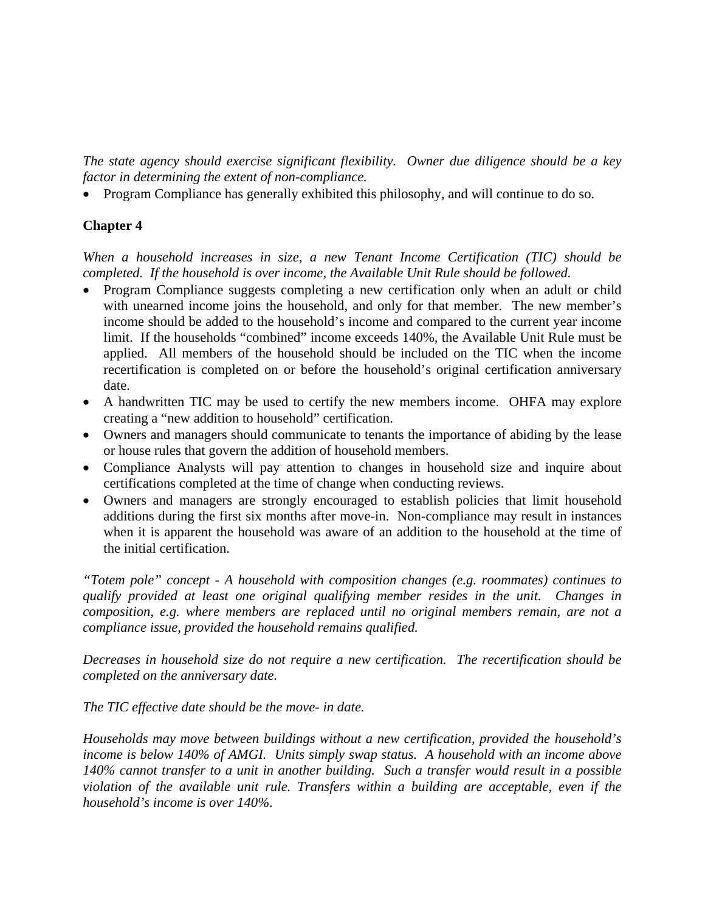*The state agency should exercise significant flexibility. Owner due diligence should be a key factor in determining the extent of non-compliance.*

- Program Compliance has generally exhibited this philosophy, and will continue to do so.

**Chapter 4**

*When a household increases in size, a new Tenant Income Certification (TIC) should be completed. If the household is over income, the Available Unit Rule should be followed.*

- Program Compliance suggests completing a new certification only when an adult or child with unearned income joins the household, and only for that member. The new member's income should be added to the household's income and compared to the current year income limit. If the households "combined" income exceeds 140%, the Available Unit Rule must be applied. All members of the household should be included on the TIC when the income recertification is completed on or before the household's original certification anniversary date.
- A handwritten TIC may be used to certify the new members income. OHFA may explore creating a "new addition to household" certification.
- Owners and managers should communicate to tenants the importance of abiding by the lease or house rules that govern the addition of household members.
- Compliance Analysts will pay attention to changes in household size and inquire about certifications completed at the time of change when conducting reviews.
- Owners and managers are strongly encouraged to establish policies that limit household additions during the first six months after move-in. Non-compliance may result in instances when it is apparent the household was aware of an addition to the household at the time of the initial certification.

*"Totem pole" concept - A household with composition changes (e.g. roommates) continues to qualify provided at least one original qualifying member resides in the unit. Changes in composition, e.g. where members are replaced until no original members remain, are not a compliance issue, provided the household remains qualified.*

*Decreases in household size do not require a new certification. The recertification should be completed on the anniversary date.*

*The TIC effective date should be the move- in date.*

*Households may move between buildings without a new certification, provided the household's income is below 140% of AMGI. Units simply swap status. A household with an income above 140% cannot transfer to a unit in another building. Such a transfer would result in a possible violation of the available unit rule. Transfers within a building are acceptable, even if the household's income is over 140%.*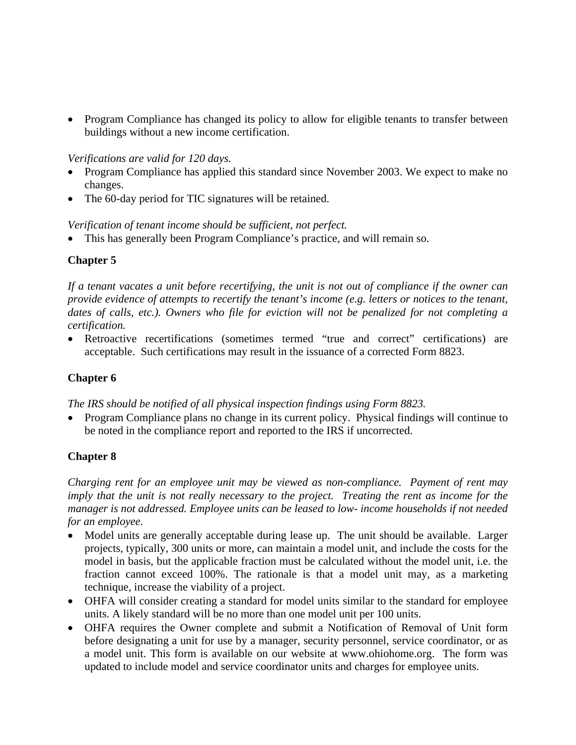- Program Compliance has changed its policy to allow for eligible tenants to transfer between buildings without a new income certification.

*Verifications are valid for 120 days.*

- Program Compliance has applied this standard since November 2003. We expect to make no changes.
- The 60-day period for TIC signatures will be retained.

*Verification of tenant income should be sufficient, not perfect.*

- This has generally been Program Compliance's practice, and will remain so.

**Chapter 5**

*If a tenant vacates a unit before recertifying, the unit is not out of compliance if the owner can provide evidence of attempts to recertify the tenant's income (e.g. letters or notices to the tenant, dates of calls, etc.). Owners who file for eviction will not be penalized for not completing a certification.*

- Retroactive recertifications (sometimes termed "true and correct" certifications) are acceptable. Such certifications may result in the issuance of a corrected Form 8823.

**Chapter 6**

*The IRS should be notified of all physical inspection findings using Form 8823.*

- Program Compliance plans no change in its current policy. Physical findings will continue to be noted in the compliance report and reported to the IRS if uncorrected.

**Chapter 8**

*Charging rent for an employee unit may be viewed as non-compliance. Payment of rent may imply that the unit is not really necessary to the project. Treating the rent as income for the manager is not addressed. Employee units can be leased to low- income households if not needed for an employee.*

- Model units are generally acceptable during lease up. The unit should be available. Larger projects, typically, 300 units or more, can maintain a model unit, and include the costs for the model in basis, but the applicable fraction must be calculated without the model unit, i.e. the fraction cannot exceed 100%. The rationale is that a model unit may, as a marketing technique, increase the viability of a project.
- OHFA will consider creating a standard for model units similar to the standard for employee units. A likely standard will be no more than one model unit per 100 units.
- OHFA requires the Owner complete and submit a Notification of Removal of Unit form before designating a unit for use by a manager, security personnel, service coordinator, or as a model unit. This form is available on our website at www.ohiohome.org. The form was updated to include model and service coordinator units and charges for employee units.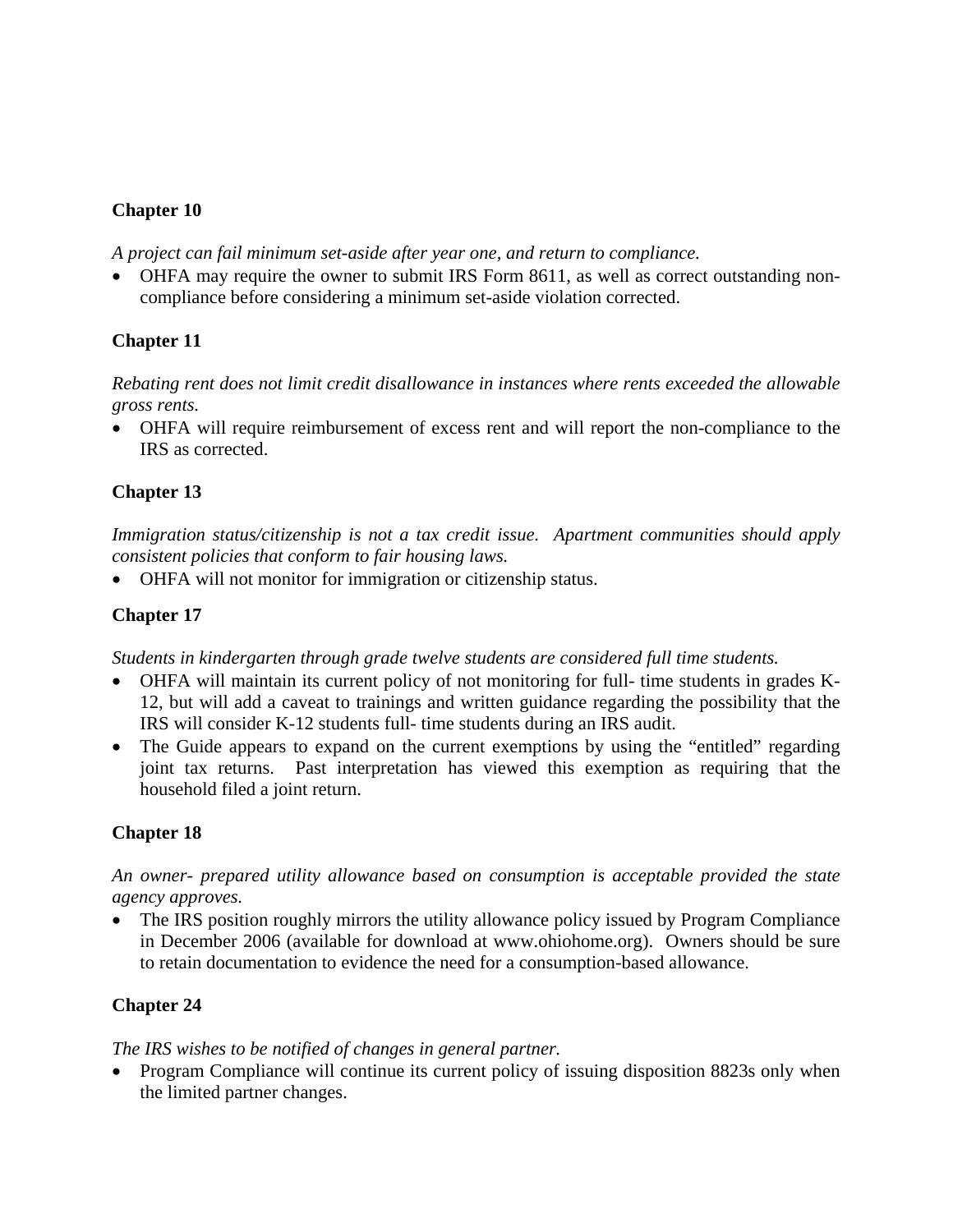## Chapter 10

*A project can fail minimum set-aside after year one, and return to compliance.*

- OHFA may require the owner to submit IRS Form 8611, as well as correct outstanding non-compliance before considering a minimum set-aside violation corrected.

## Chapter 11

*Rebating rent does not limit credit disallowance in instances where rents exceeded the allowable gross rents.*

- OHFA will require reimbursement of excess rent and will report the non-compliance to the IRS as corrected.

## Chapter 13

*Immigration status/citizenship is not a tax credit issue. Apartment communities should apply consistent policies that conform to fair housing laws.*

- OHFA will not monitor for immigration or citizenship status.

## Chapter 17

*Students in kindergarten through grade twelve students are considered full time students.*

- OHFA will maintain its current policy of not monitoring for full- time students in grades K-12, but will add a caveat to trainings and written guidance regarding the possibility that the IRS will consider K-12 students full- time students during an IRS audit.
- The Guide appears to expand on the current exemptions by using the "entitled" regarding joint tax returns. Past interpretation has viewed this exemption as requiring that the household filed a joint return.

## Chapter 18

*An owner- prepared utility allowance based on consumption is acceptable provided the state agency approves.*

- The IRS position roughly mirrors the utility allowance policy issued by Program Compliance in December 2006 (available for download at www.ohiohome.org). Owners should be sure to retain documentation to evidence the need for a consumption-based allowance.

## Chapter 24

*The IRS wishes to be notified of changes in general partner.*

- Program Compliance will continue its current policy of issuing disposition 8823s only when the limited partner changes.